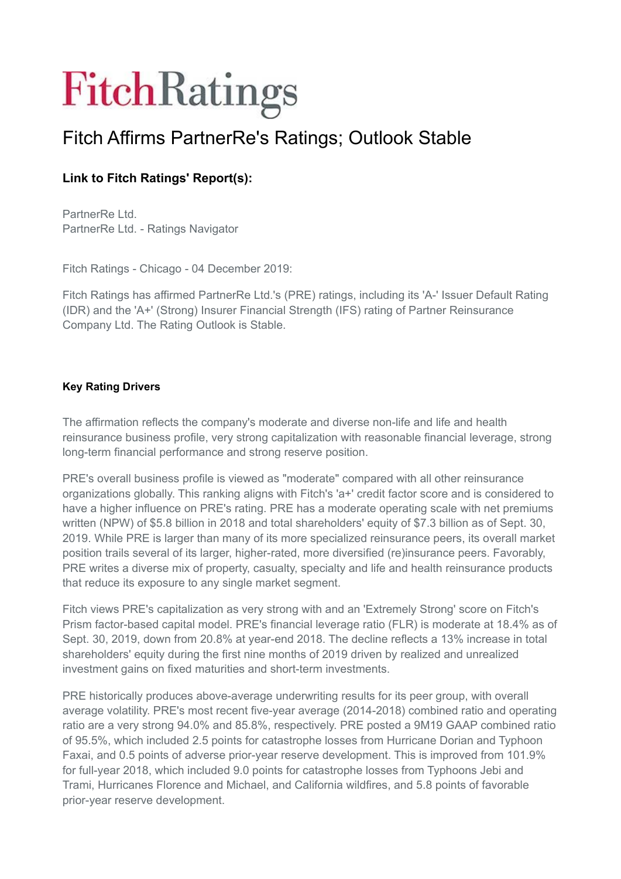# Fitch Ratings

## Fitch Affirms PartnerRe's Ratings; Outlook Stable

**Link to Fitch Ratings' Report(s):**

PartnerRe Ltd.
PartnerRe Ltd. - Ratings Navigator

Fitch Ratings - Chicago - 04 December 2019:

Fitch Ratings has affirmed PartnerRe Ltd.'s (PRE) ratings, including its 'A-' Issuer Default Rating (IDR) and the 'A+' (Strong) Insurer Financial Strength (IFS) rating of Partner Reinsurance Company Ltd. The Rating Outlook is Stable.

**Key Rating Drivers**

The affirmation reflects the company's moderate and diverse non-life and life and health reinsurance business profile, very strong capitalization with reasonable financial leverage, strong long-term financial performance and strong reserve position.

PRE's overall business profile is viewed as "moderate" compared with all other reinsurance organizations globally. This ranking aligns with Fitch's 'a+' credit factor score and is considered to have a higher influence on PRE's rating. PRE has a moderate operating scale with net premiums written (NPW) of $5.8 billion in 2018 and total shareholders' equity of $7.3 billion as of Sept. 30, 2019. While PRE is larger than many of its more specialized reinsurance peers, its overall market position trails several of its larger, higher-rated, more diversified (re)insurance peers. Favorably, PRE writes a diverse mix of property, casualty, specialty and life and health reinsurance products that reduce its exposure to any single market segment.

Fitch views PRE's capitalization as very strong with and an 'Extremely Strong' score on Fitch's Prism factor-based capital model. PRE's financial leverage ratio (FLR) is moderate at 18.4% as of Sept. 30, 2019, down from 20.8% at year-end 2018. The decline reflects a 13% increase in total shareholders' equity during the first nine months of 2019 driven by realized and unrealized investment gains on fixed maturities and short-term investments.

PRE historically produces above-average underwriting results for its peer group, with overall average volatility. PRE's most recent five-year average (2014-2018) combined ratio and operating ratio are a very strong 94.0% and 85.8%, respectively. PRE posted a 9M19 GAAP combined ratio of 95.5%, which included 2.5 points for catastrophe losses from Hurricane Dorian and Typhoon Faxai, and 0.5 points of adverse prior-year reserve development. This is improved from 101.9% for full-year 2018, which included 9.0 points for catastrophe losses from Typhoons Jebi and Trami, Hurricanes Florence and Michael, and California wildfires, and 5.8 points of favorable prior-year reserve development.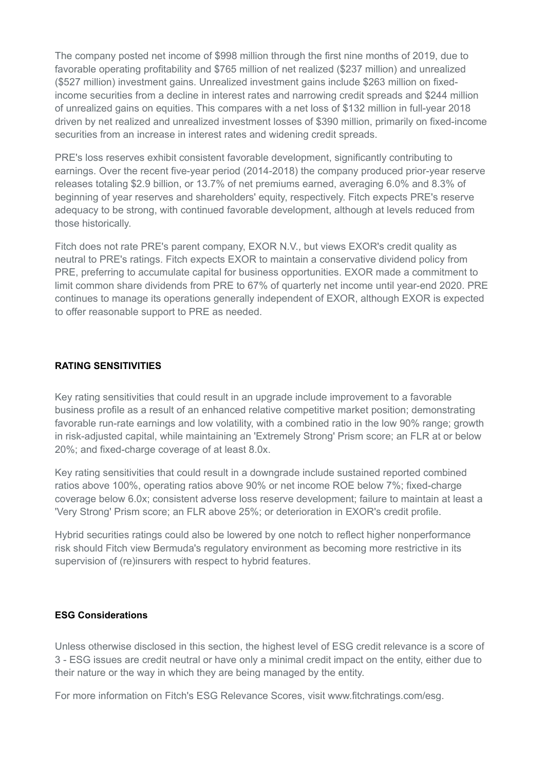The company posted net income of $998 million through the first nine months of 2019, due to favorable operating profitability and $765 million of net realized ($237 million) and unrealized ($527 million) investment gains. Unrealized investment gains include $263 million on fixed-income securities from a decline in interest rates and narrowing credit spreads and $244 million of unrealized gains on equities. This compares with a net loss of $132 million in full-year 2018 driven by net realized and unrealized investment losses of $390 million, primarily on fixed-income securities from an increase in interest rates and widening credit spreads.

PRE's loss reserves exhibit consistent favorable development, significantly contributing to earnings. Over the recent five-year period (2014-2018) the company produced prior-year reserve releases totaling $2.9 billion, or 13.7% of net premiums earned, averaging 6.0% and 8.3% of beginning of year reserves and shareholders' equity, respectively. Fitch expects PRE's reserve adequacy to be strong, with continued favorable development, although at levels reduced from those historically.

Fitch does not rate PRE's parent company, EXOR N.V., but views EXOR's credit quality as neutral to PRE's ratings. Fitch expects EXOR to maintain a conservative dividend policy from PRE, preferring to accumulate capital for business opportunities. EXOR made a commitment to limit common share dividends from PRE to 67% of quarterly net income until year-end 2020. PRE continues to manage its operations generally independent of EXOR, although EXOR is expected to offer reasonable support to PRE as needed.

**RATING SENSITIVITIES**

Key rating sensitivities that could result in an upgrade include improvement to a favorable business profile as a result of an enhanced relative competitive market position; demonstrating favorable run-rate earnings and low volatility, with a combined ratio in the low 90% range; growth in risk-adjusted capital, while maintaining an 'Extremely Strong' Prism score; an FLR at or below 20%; and fixed-charge coverage of at least 8.0x.

Key rating sensitivities that could result in a downgrade include sustained reported combined ratios above 100%, operating ratios above 90% or net income ROE below 7%; fixed-charge coverage below 6.0x; consistent adverse loss reserve development; failure to maintain at least a 'Very Strong' Prism score; an FLR above 25%; or deterioration in EXOR's credit profile.

Hybrid securities ratings could also be lowered by one notch to reflect higher nonperformance risk should Fitch view Bermuda's regulatory environment as becoming more restrictive in its supervision of (re)insurers with respect to hybrid features.

**ESG Considerations**

Unless otherwise disclosed in this section, the highest level of ESG credit relevance is a score of 3 - ESG issues are credit neutral or have only a minimal credit impact on the entity, either due to their nature or the way in which they are being managed by the entity.

For more information on Fitch's ESG Relevance Scores, visit www.fitchratings.com/esg.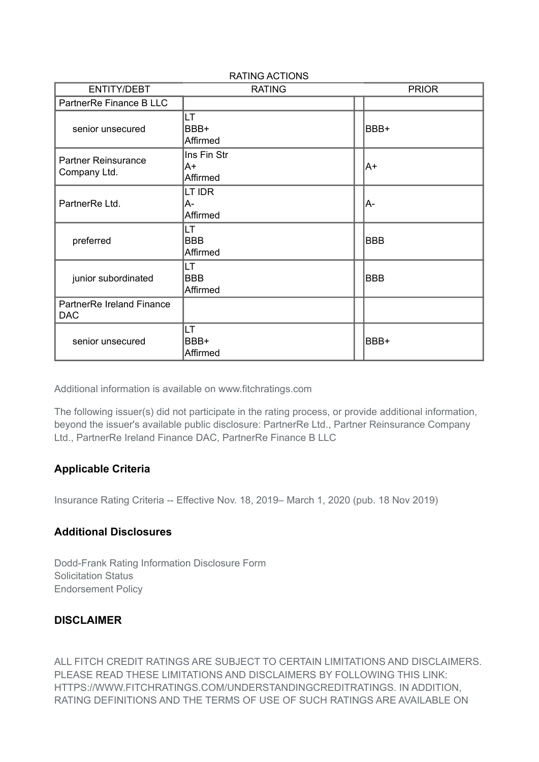RATING ACTIONS

| ENTITY/DEBT | RATING | | PRIOR |
|---|---|---|---|
| PartnerRe Finance B LLC | | | |
| senior unsecured | LT BBB+ Affirmed | | BBB+ |
| Partner Reinsurance Company Ltd. | Ins Fin Str A+ Affirmed | | A+ |
| PartnerRe Ltd. | LT IDR A- Affirmed | | A- |
| preferred | LT BBB Affirmed | | BBB |
| junior subordinated | LT BBB Affirmed | | BBB |
| PartnerRe Ireland Finance DAC | | | |
| senior unsecured | LT BBB+ Affirmed | | BBB+ |

Additional information is available on www.fitchratings.com

The following issuer(s) did not participate in the rating process, or provide additional information, beyond the issuer's available public disclosure: PartnerRe Ltd., Partner Reinsurance Company Ltd., PartnerRe Ireland Finance DAC, PartnerRe Finance B LLC

### Applicable Criteria

Insurance Rating Criteria -- Effective Nov. 18, 2019– March 1, 2020 (pub. 18 Nov 2019)

### Additional Disclosures

Dodd-Frank Rating Information Disclosure Form
Solicitation Status
Endorsement Policy

### DISCLAIMER

ALL FITCH CREDIT RATINGS ARE SUBJECT TO CERTAIN LIMITATIONS AND DISCLAIMERS. PLEASE READ THESE LIMITATIONS AND DISCLAIMERS BY FOLLOWING THIS LINK: HTTPS://WWW.FITCHRATINGS.COM/UNDERSTANDINGCREDITRATINGS. IN ADDITION, RATING DEFINITIONS AND THE TERMS OF USE OF SUCH RATINGS ARE AVAILABLE ON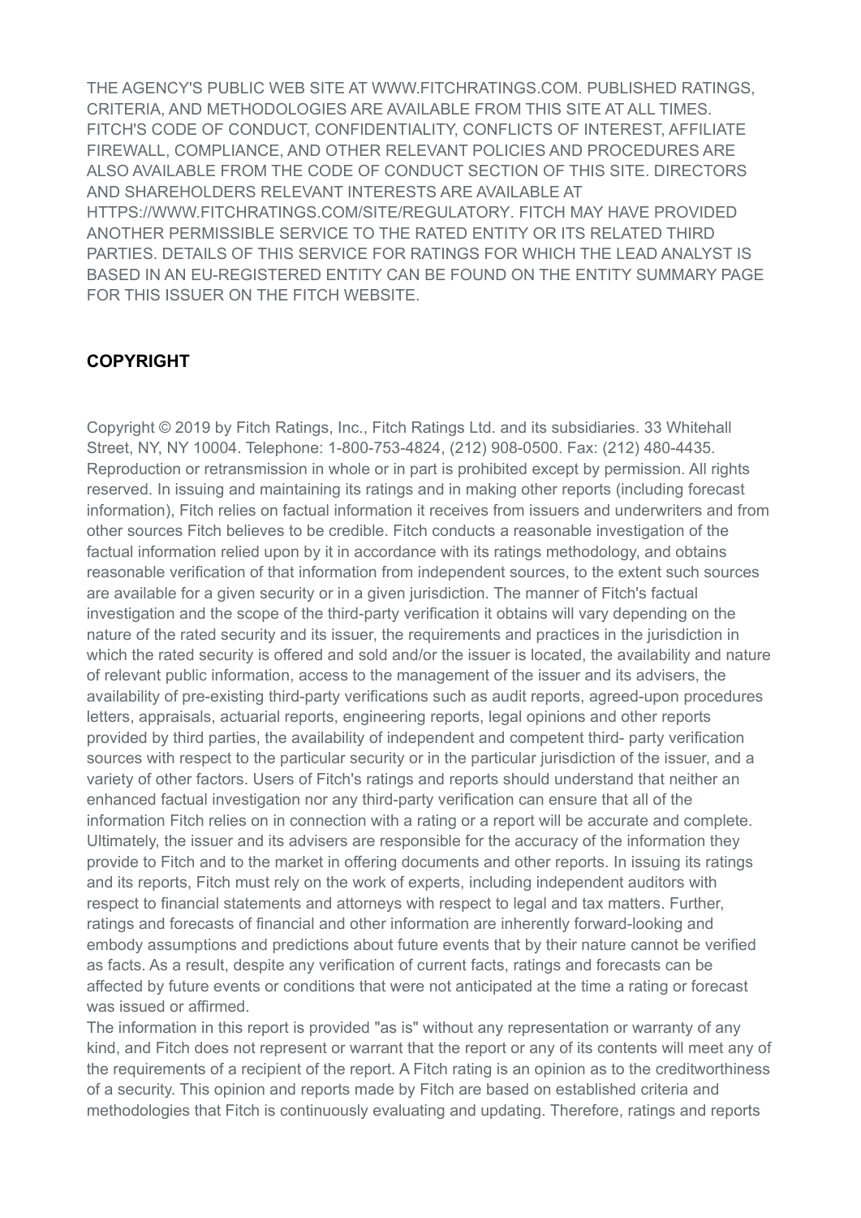THE AGENCY'S PUBLIC WEB SITE AT WWW.FITCHRATINGS.COM. PUBLISHED RATINGS, CRITERIA, AND METHODOLOGIES ARE AVAILABLE FROM THIS SITE AT ALL TIMES. FITCH'S CODE OF CONDUCT, CONFIDENTIALITY, CONFLICTS OF INTEREST, AFFILIATE FIREWALL, COMPLIANCE, AND OTHER RELEVANT POLICIES AND PROCEDURES ARE ALSO AVAILABLE FROM THE CODE OF CONDUCT SECTION OF THIS SITE. DIRECTORS AND SHAREHOLDERS RELEVANT INTERESTS ARE AVAILABLE AT HTTPS://WWW.FITCHRATINGS.COM/SITE/REGULATORY. FITCH MAY HAVE PROVIDED ANOTHER PERMISSIBLE SERVICE TO THE RATED ENTITY OR ITS RELATED THIRD PARTIES. DETAILS OF THIS SERVICE FOR RATINGS FOR WHICH THE LEAD ANALYST IS BASED IN AN EU-REGISTERED ENTITY CAN BE FOUND ON THE ENTITY SUMMARY PAGE FOR THIS ISSUER ON THE FITCH WEBSITE.

## COPYRIGHT

Copyright © 2019 by Fitch Ratings, Inc., Fitch Ratings Ltd. and its subsidiaries. 33 Whitehall Street, NY, NY 10004. Telephone: 1-800-753-4824, (212) 908-0500. Fax: (212) 480-4435. Reproduction or retransmission in whole or in part is prohibited except by permission. All rights reserved. In issuing and maintaining its ratings and in making other reports (including forecast information), Fitch relies on factual information it receives from issuers and underwriters and from other sources Fitch believes to be credible. Fitch conducts a reasonable investigation of the factual information relied upon by it in accordance with its ratings methodology, and obtains reasonable verification of that information from independent sources, to the extent such sources are available for a given security or in a given jurisdiction. The manner of Fitch's factual investigation and the scope of the third-party verification it obtains will vary depending on the nature of the rated security and its issuer, the requirements and practices in the jurisdiction in which the rated security is offered and sold and/or the issuer is located, the availability and nature of relevant public information, access to the management of the issuer and its advisers, the availability of pre-existing third-party verifications such as audit reports, agreed-upon procedures letters, appraisals, actuarial reports, engineering reports, legal opinions and other reports provided by third parties, the availability of independent and competent third- party verification sources with respect to the particular security or in the particular jurisdiction of the issuer, and a variety of other factors. Users of Fitch's ratings and reports should understand that neither an enhanced factual investigation nor any third-party verification can ensure that all of the information Fitch relies on in connection with a rating or a report will be accurate and complete. Ultimately, the issuer and its advisers are responsible for the accuracy of the information they provide to Fitch and to the market in offering documents and other reports. In issuing its ratings and its reports, Fitch must rely on the work of experts, including independent auditors with respect to financial statements and attorneys with respect to legal and tax matters. Further, ratings and forecasts of financial and other information are inherently forward-looking and embody assumptions and predictions about future events that by their nature cannot be verified as facts. As a result, despite any verification of current facts, ratings and forecasts can be affected by future events or conditions that were not anticipated at the time a rating or forecast was issued or affirmed.

The information in this report is provided "as is" without any representation or warranty of any kind, and Fitch does not represent or warrant that the report or any of its contents will meet any of the requirements of a recipient of the report. A Fitch rating is an opinion as to the creditworthiness of a security. This opinion and reports made by Fitch are based on established criteria and methodologies that Fitch is continuously evaluating and updating. Therefore, ratings and reports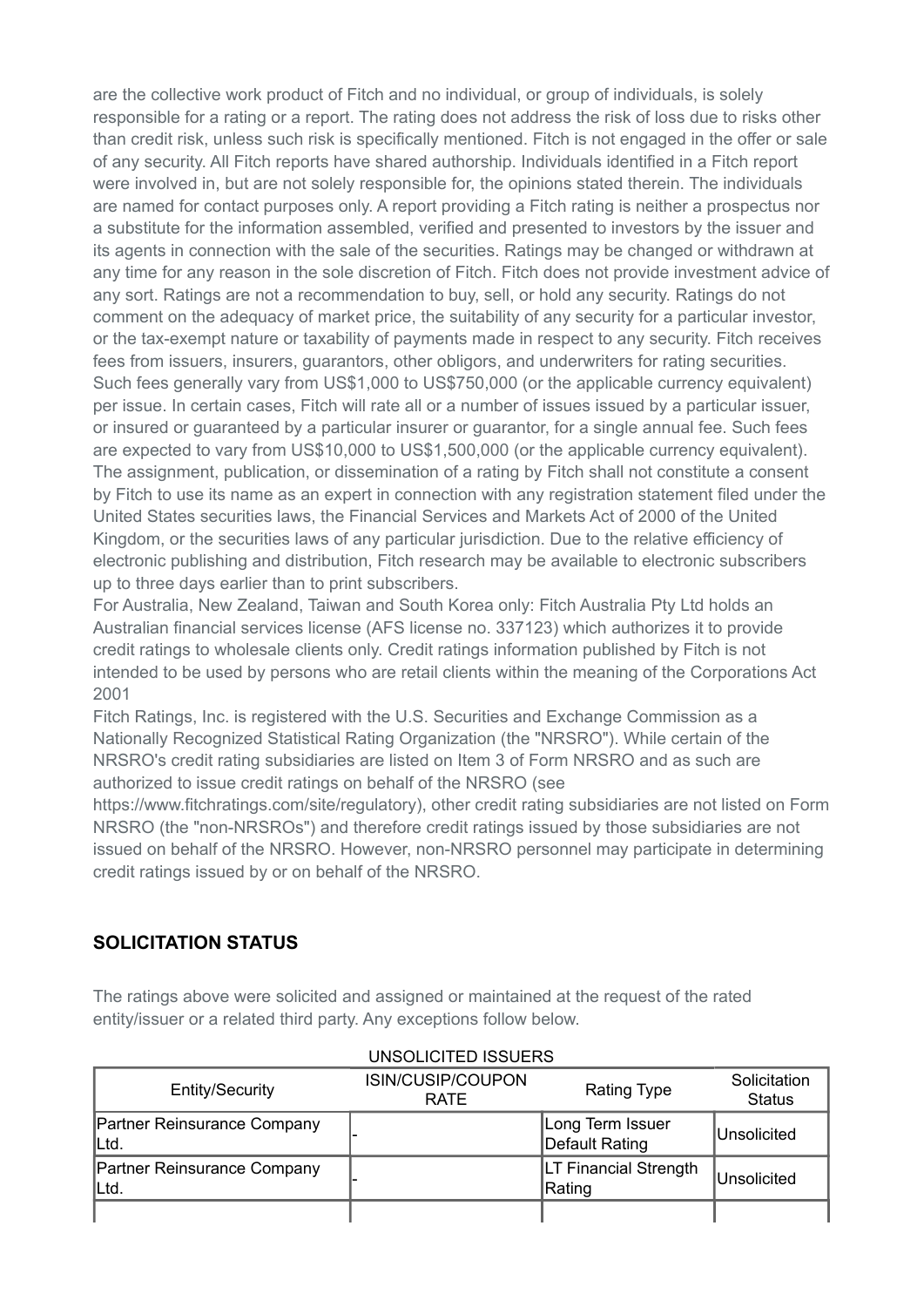are the collective work product of Fitch and no individual, or group of individuals, is solely responsible for a rating or a report. The rating does not address the risk of loss due to risks other than credit risk, unless such risk is specifically mentioned. Fitch is not engaged in the offer or sale of any security. All Fitch reports have shared authorship. Individuals identified in a Fitch report were involved in, but are not solely responsible for, the opinions stated therein. The individuals are named for contact purposes only. A report providing a Fitch rating is neither a prospectus nor a substitute for the information assembled, verified and presented to investors by the issuer and its agents in connection with the sale of the securities. Ratings may be changed or withdrawn at any time for any reason in the sole discretion of Fitch. Fitch does not provide investment advice of any sort. Ratings are not a recommendation to buy, sell, or hold any security. Ratings do not comment on the adequacy of market price, the suitability of any security for a particular investor, or the tax-exempt nature or taxability of payments made in respect to any security. Fitch receives fees from issuers, insurers, guarantors, other obligors, and underwriters for rating securities. Such fees generally vary from US$1,000 to US$750,000 (or the applicable currency equivalent) per issue. In certain cases, Fitch will rate all or a number of issues issued by a particular issuer, or insured or guaranteed by a particular insurer or guarantor, for a single annual fee. Such fees are expected to vary from US$10,000 to US$1,500,000 (or the applicable currency equivalent). The assignment, publication, or dissemination of a rating by Fitch shall not constitute a consent by Fitch to use its name as an expert in connection with any registration statement filed under the United States securities laws, the Financial Services and Markets Act of 2000 of the United Kingdom, or the securities laws of any particular jurisdiction. Due to the relative efficiency of electronic publishing and distribution, Fitch research may be available to electronic subscribers up to three days earlier than to print subscribers.

For Australia, New Zealand, Taiwan and South Korea only: Fitch Australia Pty Ltd holds an Australian financial services license (AFS license no. 337123) which authorizes it to provide credit ratings to wholesale clients only. Credit ratings information published by Fitch is not intended to be used by persons who are retail clients within the meaning of the Corporations Act 2001

Fitch Ratings, Inc. is registered with the U.S. Securities and Exchange Commission as a Nationally Recognized Statistical Rating Organization (the "NRSRO"). While certain of the NRSRO's credit rating subsidiaries are listed on Item 3 of Form NRSRO and as such are authorized to issue credit ratings on behalf of the NRSRO (see https://www.fitchratings.com/site/regulatory), other credit rating subsidiaries are not listed on Form NRSRO (the "non-NRSROs") and therefore credit ratings issued by those subsidiaries are not issued on behalf of the NRSRO. However, non-NRSRO personnel may participate in determining credit ratings issued by or on behalf of the NRSRO.

## SOLICITATION STATUS

The ratings above were solicited and assigned or maintained at the request of the rated entity/issuer or a related third party. Any exceptions follow below.

UNSOLICITED ISSUERS

| Entity/Security | ISIN/CUSIP/COUPON RATE | Rating Type | Solicitation Status |
|---|---|---|---|
| Partner Reinsurance Company Ltd. | - | Long Term Issuer Default Rating | Unsolicited |
| Partner Reinsurance Company Ltd. | - | LT Financial Strength Rating | Unsolicited |
| | | | |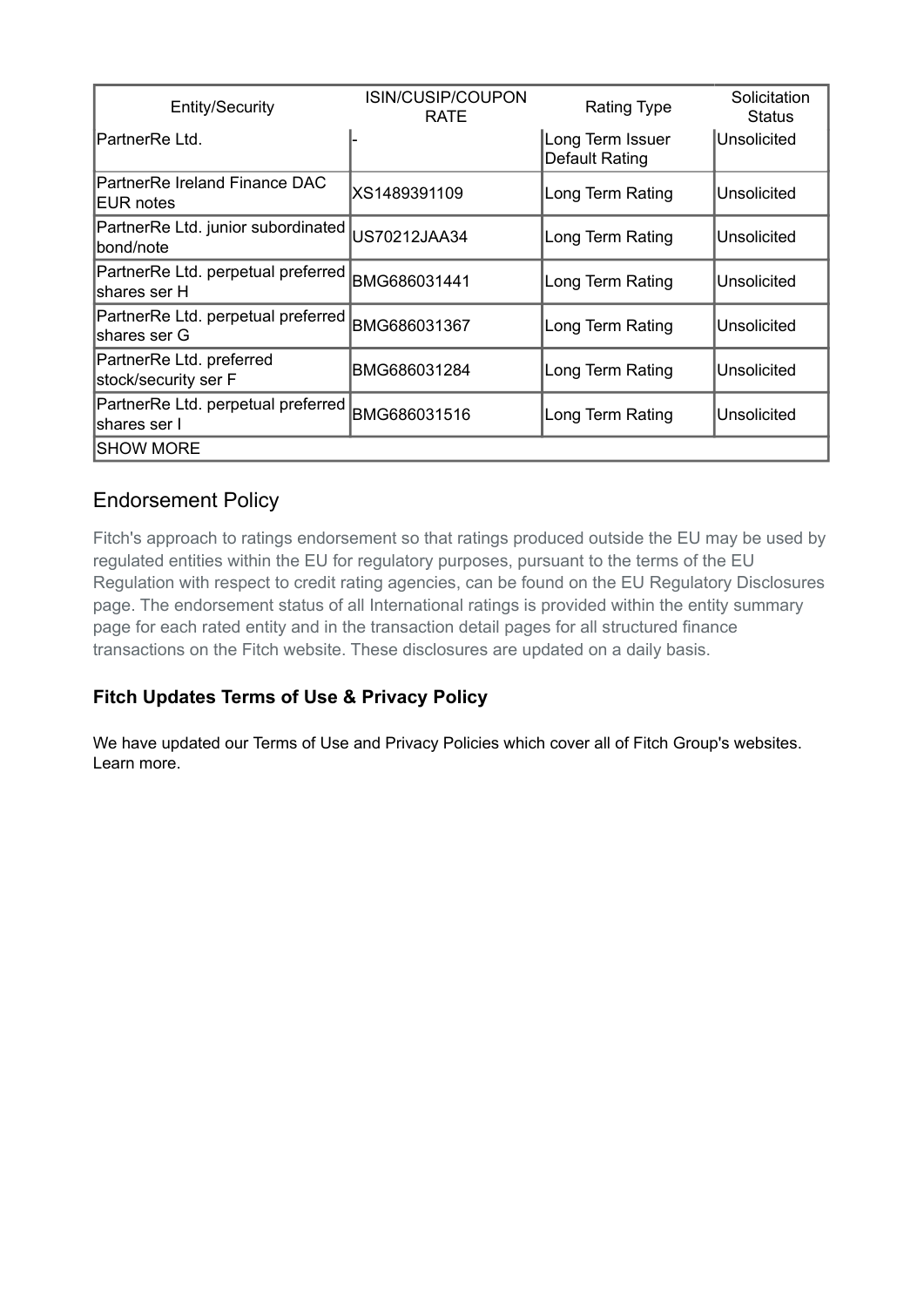| Entity/Security | ISIN/CUSIP/COUPON RATE | Rating Type | Solicitation Status |
|---|---|---|---|
| PartnerRe Ltd. | - | Long Term Issuer Default Rating | Unsolicited |
| PartnerRe Ireland Finance DAC EUR notes | XS1489391109 | Long Term Rating | Unsolicited |
| PartnerRe Ltd. junior subordinated bond/note | US70212JAA34 | Long Term Rating | Unsolicited |
| PartnerRe Ltd. perpetual preferred shares ser H | BMG686031441 | Long Term Rating | Unsolicited |
| PartnerRe Ltd. perpetual preferred shares ser G | BMG686031367 | Long Term Rating | Unsolicited |
| PartnerRe Ltd. preferred stock/security ser F | BMG686031284 | Long Term Rating | Unsolicited |
| PartnerRe Ltd. perpetual preferred shares ser I | BMG686031516 | Long Term Rating | Unsolicited |
| SHOW MORE | | | |

## Endorsement Policy

Fitch's approach to ratings endorsement so that ratings produced outside the EU may be used by regulated entities within the EU for regulatory purposes, pursuant to the terms of the EU Regulation with respect to credit rating agencies, can be found on the EU Regulatory Disclosures page. The endorsement status of all International ratings is provided within the entity summary page for each rated entity and in the transaction detail pages for all structured finance transactions on the Fitch website. These disclosures are updated on a daily basis.

### Fitch Updates Terms of Use & Privacy Policy

We have updated our Terms of Use and Privacy Policies which cover all of Fitch Group's websites. Learn more.